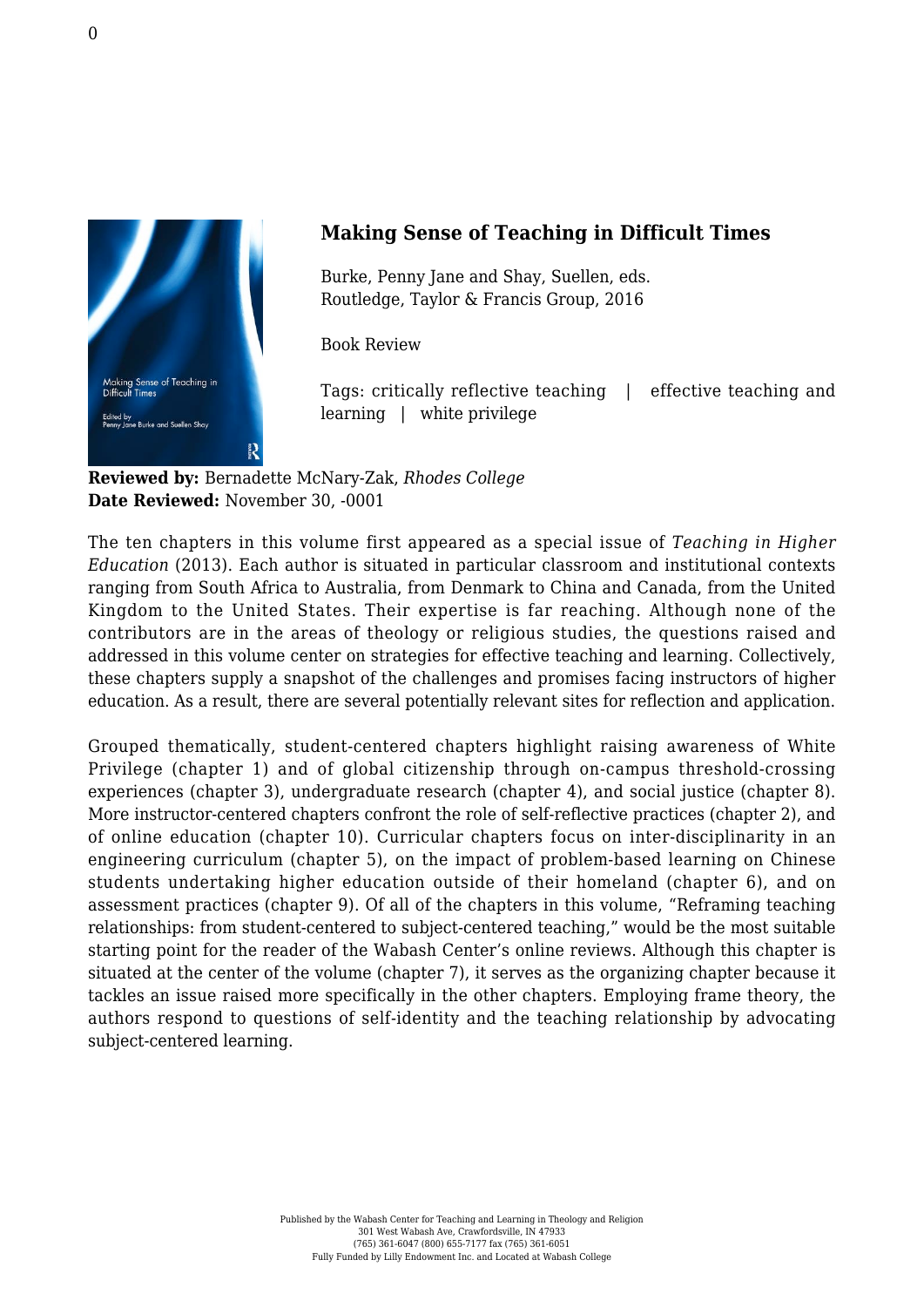## Making Sense of Teaching in Difficult Times

Burke, Penny Jane and Shay, Suellen, eds.
Routledge, Taylor & Francis Group, 2016

Book Review

Tags: critically reflective teaching | effective teaching and learning | white privilege

**Reviewed by:** Bernadette McNary-Zak, *Rhodes College*
**Date Reviewed:** November 30, -0001

The ten chapters in this volume first appeared as a special issue of *Teaching in Higher Education* (2013). Each author is situated in particular classroom and institutional contexts ranging from South Africa to Australia, from Denmark to China and Canada, from the United Kingdom to the United States. Their expertise is far reaching. Although none of the contributors are in the areas of theology or religious studies, the questions raised and addressed in this volume center on strategies for effective teaching and learning. Collectively, these chapters supply a snapshot of the challenges and promises facing instructors of higher education. As a result, there are several potentially relevant sites for reflection and application.

Grouped thematically, student-centered chapters highlight raising awareness of White Privilege (chapter 1) and of global citizenship through on-campus threshold-crossing experiences (chapter 3), undergraduate research (chapter 4), and social justice (chapter 8). More instructor-centered chapters confront the role of self-reflective practices (chapter 2), and of online education (chapter 10). Curricular chapters focus on inter-disciplinarity in an engineering curriculum (chapter 5), on the impact of problem-based learning on Chinese students undertaking higher education outside of their homeland (chapter 6), and on assessment practices (chapter 9). Of all of the chapters in this volume, "Reframing teaching relationships: from student-centered to subject-centered teaching," would be the most suitable starting point for the reader of the Wabash Center's online reviews. Although this chapter is situated at the center of the volume (chapter 7), it serves as the organizing chapter because it tackles an issue raised more specifically in the other chapters. Employing frame theory, the authors respond to questions of self-identity and the teaching relationship by advocating subject-centered learning.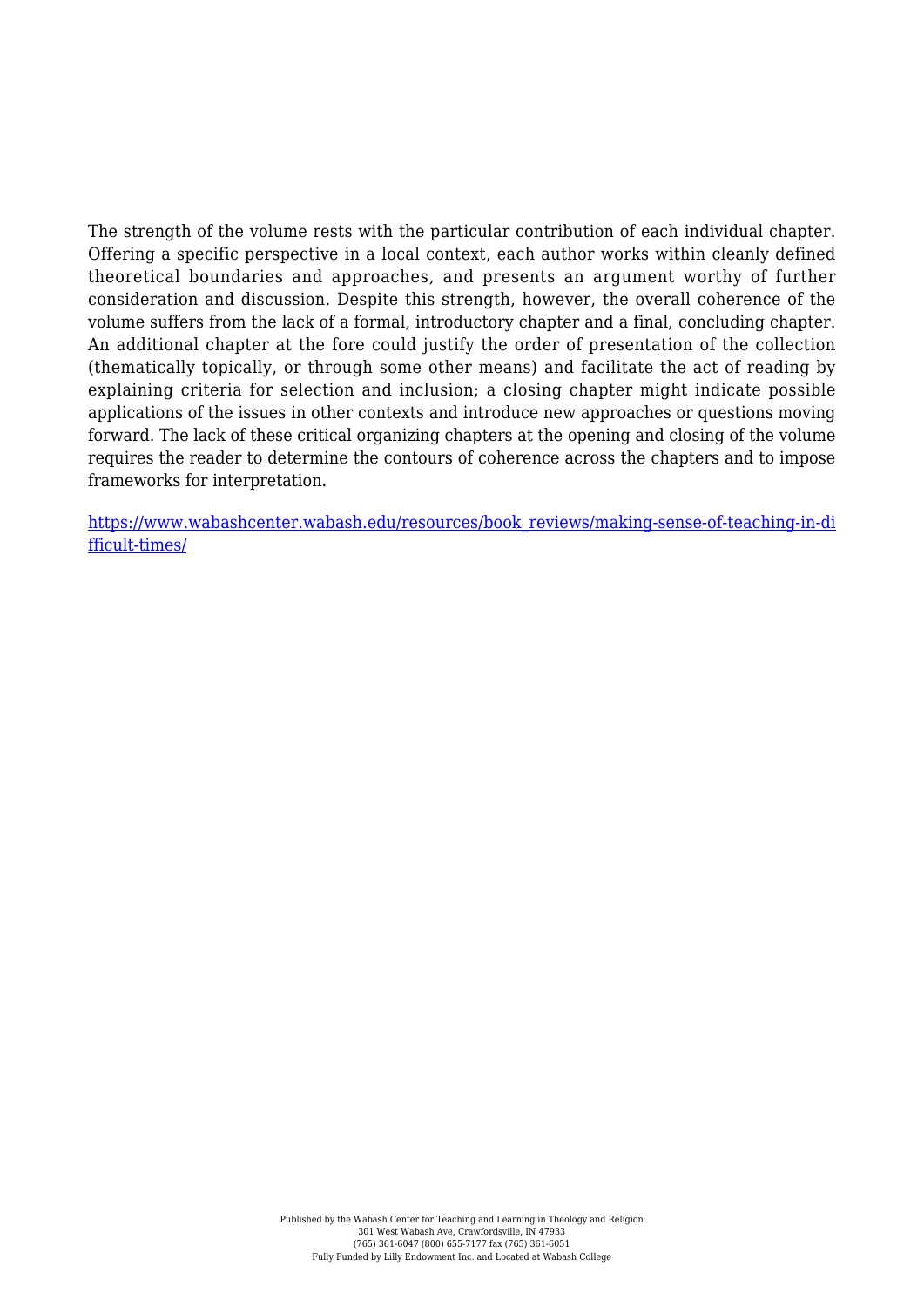The strength of the volume rests with the particular contribution of each individual chapter. Offering a specific perspective in a local context, each author works within cleanly defined theoretical boundaries and approaches, and presents an argument worthy of further consideration and discussion. Despite this strength, however, the overall coherence of the volume suffers from the lack of a formal, introductory chapter and a final, concluding chapter. An additional chapter at the fore could justify the order of presentation of the collection (thematically topically, or through some other means) and facilitate the act of reading by explaining criteria for selection and inclusion; a closing chapter might indicate possible applications of the issues in other contexts and introduce new approaches or questions moving forward. The lack of these critical organizing chapters at the opening and closing of the volume requires the reader to determine the contours of coherence across the chapters and to impose frameworks for interpretation.

[https://www.wabashcenter.wabash.edu/resources/book_reviews/making-sense-of-teaching-in-difficult-times/](https://www.wabashcenter.wabash.edu/resources/book_reviews/making-sense-of-teaching-in-difficult-times/)